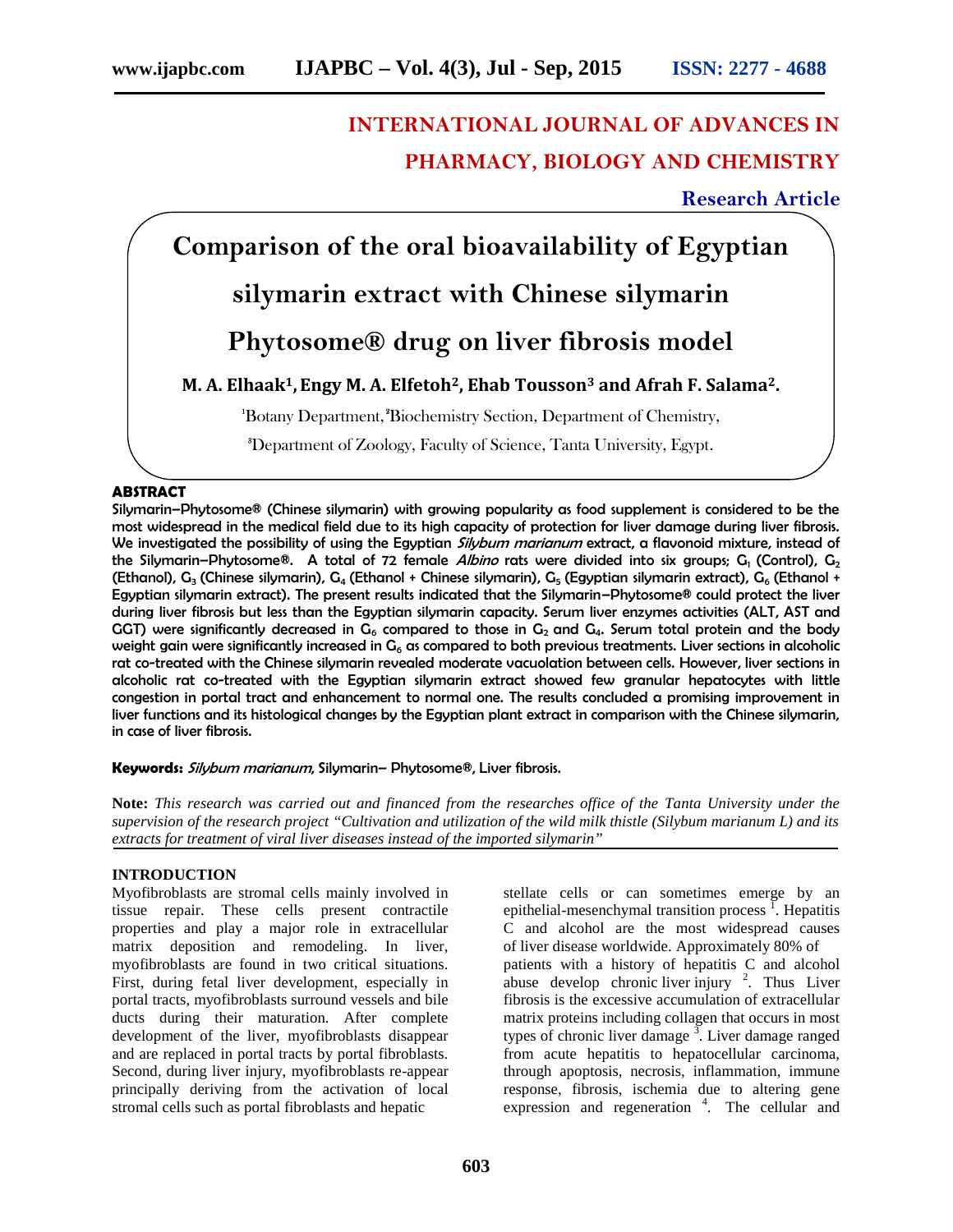# INTERNATIONAL JOURNAL OF ADVANCES IN PHARMACY, BIOLOGY AND CHEMISTRY

**Research Article**

# Comparison of the oral bioavailability of Egyptian silymarin extract with Chinese silymarin Phytosome® drug on liver fibrosis model

**M. A. Elhaak[1], Engy M. A. Elfetoh[2], Ehab Tousson[3] and Afrah F. Salama[2].**

[1]Botany Department, [2]Biochemistry Section, Department of Chemistry,

[3]Department of Zoology, Faculty of Science, Tanta University, Egypt.

## ABSTRACT

Silymarin–Phytosome® (Chinese silymarin) with growing popularity as food supplement is considered to be the most widespread in the medical field due to its high capacity of protection for liver damage during liver fibrosis. We investigated the possibility of using the Egyptian *Silybum marianum* extract, a flavonoid mixture, instead of the Silymarin–Phytosome®. A total of 72 female *Albino* rats were divided into six groups; $G_1$ (Control), $G_2$ (Ethanol), $G_3$ (Chinese silymarin), $G_4$ (Ethanol + Chinese silymarin), $G_5$ (Egyptian silymarin extract), $G_6$ (Ethanol + Egyptian silymarin extract). The present results indicated that the Silymarin–Phytosome® could protect the liver during liver fibrosis but less than the Egyptian silymarin capacity. Serum liver enzymes activities (ALT, AST and GGT) were significantly decreased in $G_6$ compared to those in $G_2$ and $G_4$. Serum total protein and the body weight gain were significantly increased in $G_6$ as compared to both previous treatments. Liver sections in alcoholic rat co-treated with the Chinese silymarin revealed moderate vacuolation between cells. However, liver sections in alcoholic rat co-treated with the Egyptian silymarin extract showed few granular hepatocytes with little congestion in portal tract and enhancement to normal one. The results concluded a promising improvement in liver functions and its histological changes by the Egyptian plant extract in comparison with the Chinese silymarin, in case of liver fibrosis.

**Keywords:** *Silybum marianum*, Silymarin– Phytosome®, Liver fibrosis.

**Note:** *This research was carried out and financed from the researches office of the Tanta University under the supervision of the research project "Cultivation and utilization of the wild milk thistle (Silybum marianum L) and its extracts for treatment of viral liver diseases instead of the imported silymarin"*

## INTRODUCTION

Myofibroblasts are stromal cells mainly involved in tissue repair. These cells present contractile properties and play a major role in extracellular matrix deposition and remodeling. In liver, myofibroblasts are found in two critical situations. First, during fetal liver development, especially in portal tracts, myofibroblasts surround vessels and bile ducts during their maturation. After complete development of the liver, myofibroblasts disappear and are replaced in portal tracts by portal fibroblasts. Second, during liver injury, myofibroblasts re-appear principally deriving from the activation of local stromal cells such as portal fibroblasts and hepatic stellate cells or can sometimes emerge by an epithelial-mesenchymal transition process [1]. Hepatitis C and alcohol are the most widespread causes of liver disease worldwide. Approximately 80% of patients with a history of hepatitis C and alcohol abuse develop chronic liver injury [2]. Thus Liver fibrosis is the excessive accumulation of extracellular matrix proteins including collagen that occurs in most types of chronic liver damage [3]. Liver damage ranged from acute hepatitis to hepatocellular carcinoma, through apoptosis, necrosis, inflammation, immune response, fibrosis, ischemia due to altering gene expression and regeneration [4]. The cellular and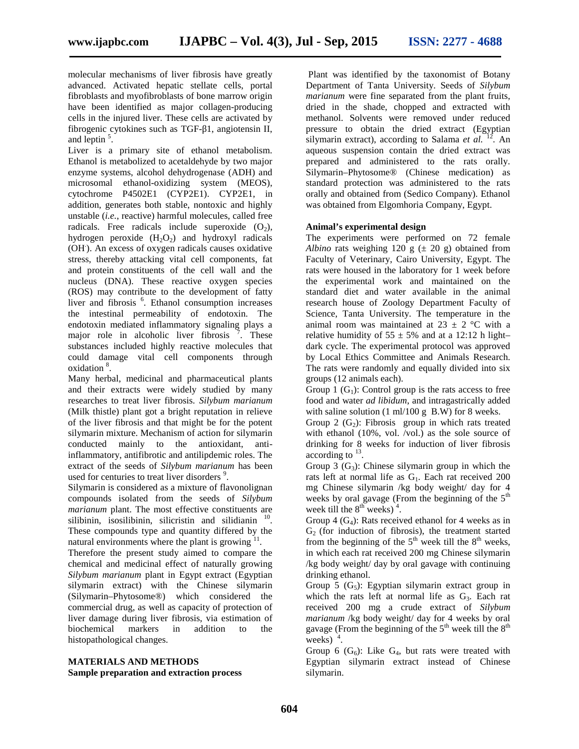molecular mechanisms of liver fibrosis have greatly advanced. Activated hepatic stellate cells, portal fibroblasts and myofibroblasts of bone marrow origin have been identified as major collagen-producing cells in the injured liver. These cells are activated by fibrogenic cytokines such as TGF-β1, angiotensin II, and leptin [5].

Liver is a primary site of ethanol metabolism. Ethanol is metabolized to acetaldehyde by two major enzyme systems, alcohol dehydrogenase (ADH) and microsomal ethanol-oxidizing system (MEOS), cytochrome P4502E1 (CYP2E1). CYP2E1, in addition, generates both stable, nontoxic and highly unstable (*i.e.*, reactive) harmful molecules, called free radicals. Free radicals include superoxide ($O_2$), hydrogen peroxide ($H_2O_2$) and hydroxyl radicals ($OH^-$). An excess of oxygen radicals causes oxidative stress, thereby attacking vital cell components, fat and protein constituents of the cell wall and the nucleus (DNA). These reactive oxygen species (ROS) may contribute to the development of fatty liver and fibrosis [6]. Ethanol consumption increases the intestinal permeability of endotoxin. The endotoxin mediated inflammatory signaling plays a major role in alcoholic liver fibrosis [7]. These substances included highly reactive molecules that could damage vital cell components through oxidation [8].

Many herbal, medicinal and pharmaceutical plants and their extracts were widely studied by many researches to treat liver fibrosis. *Silybum marianum* (Milk thistle) plant got a bright reputation in relieve of the liver fibrosis and that might be for the potent silymarin mixture. Mechanism of action for silymarin conducted mainly to the antioxidant, anti-inflammatory, antifibrotic and antilipdemic roles. The extract of the seeds of *Silybum marianum* has been used for centuries to treat liver disorders [9].

Silymarin is considered as a mixture of flavonolignan compounds isolated from the seeds of *Silybum marianum* plant. The most effective constituents are silibinin, isosilibinin, silicristin and silidianin [10]. These compounds type and quantity differed by the natural environments where the plant is growing [11].

Therefore the present study aimed to compare the chemical and medicinal effect of naturally growing *Silybum marianum* plant in Egypt extract (Egyptian silymarin extract) with the Chinese silymarin (Silymarin–Phytosome®) which considered the commercial drug, as well as capacity of protection of liver damage during liver fibrosis, via estimation of biochemical markers in addition to the histopathological changes.

## MATERIALS AND METHODS

### Sample preparation and extraction process

Plant was identified by the taxonomist of Botany Department of Tanta University. Seeds of *Silybum marianum* were fine separated from the plant fruits, dried in the shade, chopped and extracted with methanol. Solvents were removed under reduced pressure to obtain the dried extract (Egyptian silymarin extract), according to Salama *et al.* [12]. An aqueous suspension contain the dried extract was prepared and administered to the rats orally. Silymarin–Phytosome® (Chinese medication) as standard protection was administered to the rats orally and obtained from (Sedico Company). Ethanol was obtained from Elgomhoria Company, Egypt.

### Animal's experimental design

The experiments were performed on 72 female *Albino* rats weighing 120 g (± 20 g) obtained from Faculty of Veterinary, Cairo University, Egypt. The rats were housed in the laboratory for 1 week before the experimental work and maintained on the standard diet and water available in the animal research house of Zoology Department Faculty of Science, Tanta University. The temperature in the animal room was maintained at 23 ± 2 °C with a relative humidity of 55 ± 5% and at a 12:12 h light–dark cycle. The experimental protocol was approved by Local Ethics Committee and Animals Research. The rats were randomly and equally divided into six groups (12 animals each).

Group 1 ($G_1$): Control group is the rats access to free food and water *ad libidum*, and intragastrically added with saline solution (1 ml/100 g B.W) for 8 weeks.

Group 2 ($G_2$): Fibrosis group in which rats treated with ethanol (10%, vol. /vol.) as the sole source of drinking for 8 weeks for induction of liver fibrosis according to [13].

Group 3 ($G_3$): Chinese silymarin group in which the rats left at normal life as $G_1$. Each rat received 200 mg Chinese silymarin /kg body weight/ day for 4 weeks by oral gavage (From the beginning of the 5th week till the 8th weeks) [4].

Group 4 ($G_4$): Rats received ethanol for 4 weeks as in $G_2$ (for induction of fibrosis), the treatment started from the beginning of the 5th week till the 8th weeks, in which each rat received 200 mg Chinese silymarin /kg body weight/ day by oral gavage with continuing drinking ethanol.

Group 5 ($G_5$): Egyptian silymarin extract group in which the rats left at normal life as $G_3$. Each rat received 200 mg a crude extract of *Silybum marianum* /kg body weight/ day for 4 weeks by oral gavage (From the beginning of the 5th week till the 8th weeks) [4].

Group 6 ($G_6$): Like $G_4$, but rats were treated with Egyptian silymarin extract instead of Chinese silymarin.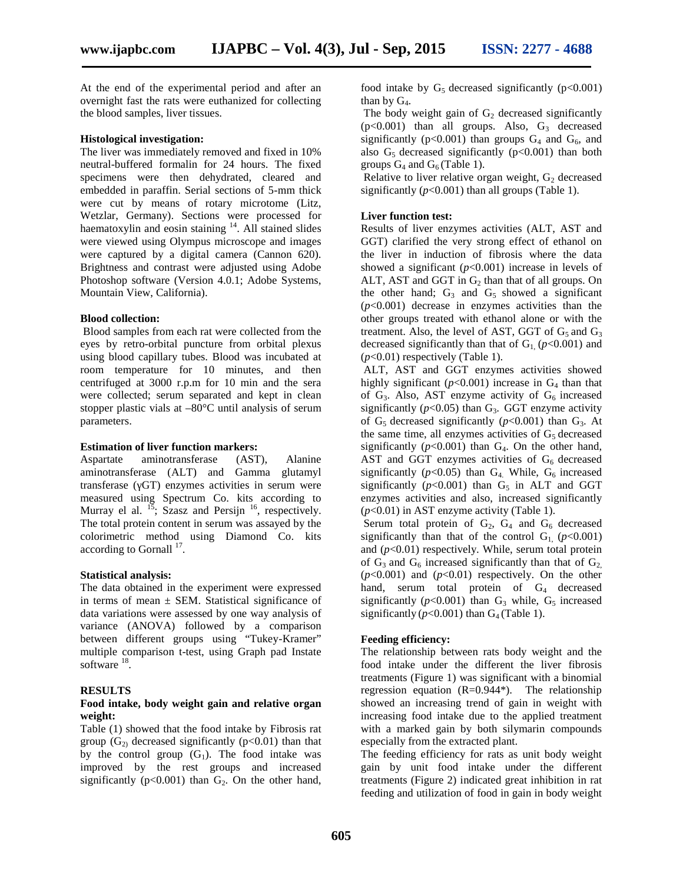At the end of the experimental period and after an overnight fast the rats were euthanized for collecting the blood samples, liver tissues.

**Histological investigation:**

The liver was immediately removed and fixed in 10% neutral-buffered formalin for 24 hours. The fixed specimens were then dehydrated, cleared and embedded in paraffin. Serial sections of 5-mm thick were cut by means of rotary microtome (Litz, Wetzlar, Germany). Sections were processed for haematoxylin and eosin staining [14]. All stained slides were viewed using Olympus microscope and images were captured by a digital camera (Cannon 620). Brightness and contrast were adjusted using Adobe Photoshop software (Version 4.0.1; Adobe Systems, Mountain View, California).

**Blood collection:**

Blood samples from each rat were collected from the eyes by retro-orbital puncture from orbital plexus using blood capillary tubes. Blood was incubated at room temperature for 10 minutes, and then centrifuged at 3000 r.p.m for 10 min and the sera were collected; serum separated and kept in clean stopper plastic vials at –80°C until analysis of serum parameters.

**Estimation of liver function markers:**

Aspartate aminotransferase (AST), Alanine aminotransferase (ALT) and Gamma glutamyl transferase (γGT) enzymes activities in serum were measured using Spectrum Co. kits according to Murray el al. [15]; Szasz and Persijn [16], respectively. The total protein content in serum was assayed by the colorimetric method using Diamond Co. kits according to Gornall [17].

**Statistical analysis:**

The data obtained in the experiment were expressed in terms of mean ± SEM. Statistical significance of data variations were assessed by one way analysis of variance (ANOVA) followed by a comparison between different groups using "Tukey-Kramer" multiple comparison t-test, using Graph pad Instate software [18].

## RESULTS

**Food intake, body weight gain and relative organ weight:**

Table (1) showed that the food intake by Fibrosis rat group ($G_2$) decreased significantly ($p<0.01$) than that by the control group ($G_1$). The food intake was improved by the rest groups and increased significantly ($p<0.001$) than $G_2$. On the other hand, food intake by $G_5$ decreased significantly ($p<0.001$) than by $G_4$.

The body weight gain of $G_2$ decreased significantly ($p<0.001$) than all groups. Also, $G_3$ decreased significantly ($p<0.001$) than groups $G_4$ and $G_6$, and also $G_5$ decreased significantly ($p<0.001$) than both groups $G_4$ and $G_6$ (Table 1).

Relative to liver relative organ weight, $G_2$ decreased significantly ($p<0.001$) than all groups (Table 1).

**Liver function test:**

Results of liver enzymes activities (ALT, AST and GGT) clarified the very strong effect of ethanol on the liver in induction of fibrosis where the data showed a significant ($p<0.001$) increase in levels of ALT, AST and GGT in $G_2$ than that of all groups. On the other hand; $G_3$ and $G_5$ showed a significant ($p<0.001$) decrease in enzymes activities than the other groups treated with ethanol alone or with the treatment. Also, the level of AST, GGT of $G_5$ and $G_3$ decreased significantly than that of $G_1$ ($p<0.001$) and ($p<0.01$) respectively (Table 1).

ALT, AST and GGT enzymes activities showed highly significant ($p<0.001$) increase in $G_4$ than that of $G_3$. Also, AST enzyme activity of $G_6$ increased significantly ($p<0.05$) than $G_3$. GGT enzyme activity of $G_5$ decreased significantly ($p<0.001$) than $G_3$. At the same time, all enzymes activities of $G_5$ decreased significantly ($p<0.001$) than $G_4$. On the other hand, AST and GGT enzymes activities of $G_6$ decreased significantly ($p<0.05$) than $G_4$. While, $G_6$ increased significantly ($p<0.001$) than $G_5$ in ALT and GGT enzymes activities and also, increased significantly ($p<0.01$) in AST enzyme activity (Table 1).

Serum total protein of $G_2$, $G_4$ and $G_6$ decreased significantly than that of the control $G_1$ ($p<0.001$) and ($p<0.01$) respectively. While, serum total protein of $G_3$ and $G_6$ increased significantly than that of $G_2$ ($p<0.001$) and ($p<0.01$) respectively. On the other hand, serum total protein of $G_4$ decreased significantly ($p<0.001$) than $G_3$ while, $G_5$ increased significantly ($p<0.001$) than $G_4$ (Table 1).

**Feeding efficiency:**

The relationship between rats body weight and the food intake under the different the liver fibrosis treatments (Figure 1) was significant with a binomial regression equation (R=0.944*). The relationship showed an increasing trend of gain in weight with increasing food intake due to the applied treatment with a marked gain by both silymarin compounds especially from the extracted plant.

The feeding efficiency for rats as unit body weight gain by unit food intake under the different treatments (Figure 2) indicated great inhibition in rat feeding and utilization of food in gain in body weight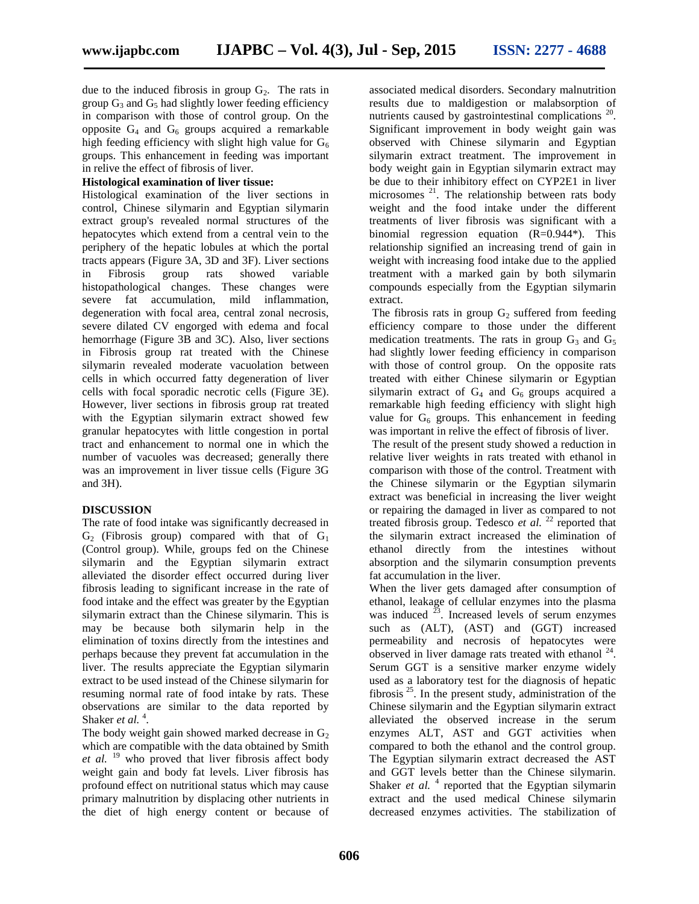due to the induced fibrosis in group $G_2$. The rats in group $G_3$ and $G_5$ had slightly lower feeding efficiency in comparison with those of control group. On the opposite $G_4$ and $G_6$ groups acquired a remarkable high feeding efficiency with slight high value for $G_6$ groups. This enhancement in feeding was important in relive the effect of fibrosis of liver.

**Histological examination of liver tissue:**

Histological examination of the liver sections in control, Chinese silymarin and Egyptian silymarin extract group's revealed normal structures of the hepatocytes which extend from a central vein to the periphery of the hepatic lobules at which the portal tracts appears (Figure 3A, 3D and 3F). Liver sections in Fibrosis group rats showed variable histopathological changes. These changes were severe fat accumulation, mild inflammation, degeneration with focal area, central zonal necrosis, severe dilated CV engorged with edema and focal hemorrhage (Figure 3B and 3C). Also, liver sections in Fibrosis group rat treated with the Chinese silymarin revealed moderate vacuolation between cells in which occurred fatty degeneration of liver cells with focal sporadic necrotic cells (Figure 3E). However, liver sections in fibrosis group rat treated with the Egyptian silymarin extract showed few granular hepatocytes with little congestion in portal tract and enhancement to normal one in which the number of vacuoles was decreased; generally there was an improvement in liver tissue cells (Figure 3G and 3H).

## DISCUSSION

The rate of food intake was significantly decreased in $G_2$ (Fibrosis group) compared with that of $G_1$ (Control group). While, groups fed on the Chinese silymarin and the Egyptian silymarin extract alleviated the disorder effect occurred during liver fibrosis leading to significant increase in the rate of food intake and the effect was greater by the Egyptian silymarin extract than the Chinese silymarin. This is may be because both silymarin help in the elimination of toxins directly from the intestines and perhaps because they prevent fat accumulation in the liver. The results appreciate the Egyptian silymarin extract to be used instead of the Chinese silymarin for resuming normal rate of food intake by rats. These observations are similar to the data reported by Shaker *et al.* [4].

The body weight gain showed marked decrease in $G_2$ which are compatible with the data obtained by Smith *et al.* [19] who proved that liver fibrosis affect body weight gain and body fat levels. Liver fibrosis has profound effect on nutritional status which may cause primary malnutrition by displacing other nutrients in the diet of high energy content or because of associated medical disorders. Secondary malnutrition results due to maldigestion or malabsorption of nutrients caused by gastrointestinal complications [20]. Significant improvement in body weight gain was observed with Chinese silymarin and Egyptian silymarin extract treatment. The improvement in body weight gain in Egyptian silymarin extract may be due to their inhibitory effect on CYP2E1 in liver microsomes [21]. The relationship between rats body weight and the food intake under the different treatments of liver fibrosis was significant with a binomial regression equation (R=0.944*). This relationship signified an increasing trend of gain in weight with increasing food intake due to the applied treatment with a marked gain by both silymarin compounds especially from the Egyptian silymarin extract.

The fibrosis rats in group $G_2$ suffered from feeding efficiency compare to those under the different medication treatments. The rats in group $G_3$ and $G_5$ had slightly lower feeding efficiency in comparison with those of control group. On the opposite rats treated with either Chinese silymarin or Egyptian silymarin extract of $G_4$ and $G_6$ groups acquired a remarkable high feeding efficiency with slight high value for $G_6$ groups. This enhancement in feeding was important in relive the effect of fibrosis of liver.

The result of the present study showed a reduction in relative liver weights in rats treated with ethanol in comparison with those of the control. Treatment with the Chinese silymarin or the Egyptian silymarin extract was beneficial in increasing the liver weight or repairing the damaged in liver as compared to not treated fibrosis group. Tedesco *et al.* [22] reported that the silymarin extract increased the elimination of ethanol directly from the intestines without absorption and the silymarin consumption prevents fat accumulation in the liver.

When the liver gets damaged after consumption of ethanol, leakage of cellular enzymes into the plasma was induced [23]. Increased levels of serum enzymes such as (ALT), (AST) and (GGT) increased permeability and necrosis of hepatocytes were observed in liver damage rats treated with ethanol [24]. Serum GGT is a sensitive marker enzyme widely used as a laboratory test for the diagnosis of hepatic fibrosis [25]. In the present study, administration of the Chinese silymarin and the Egyptian silymarin extract alleviated the observed increase in the serum enzymes ALT, AST and GGT activities when compared to both the ethanol and the control group. The Egyptian silymarin extract decreased the AST and GGT levels better than the Chinese silymarin. Shaker *et al.* [4] reported that the Egyptian silymarin extract and the used medical Chinese silymarin decreased enzymes activities. The stabilization of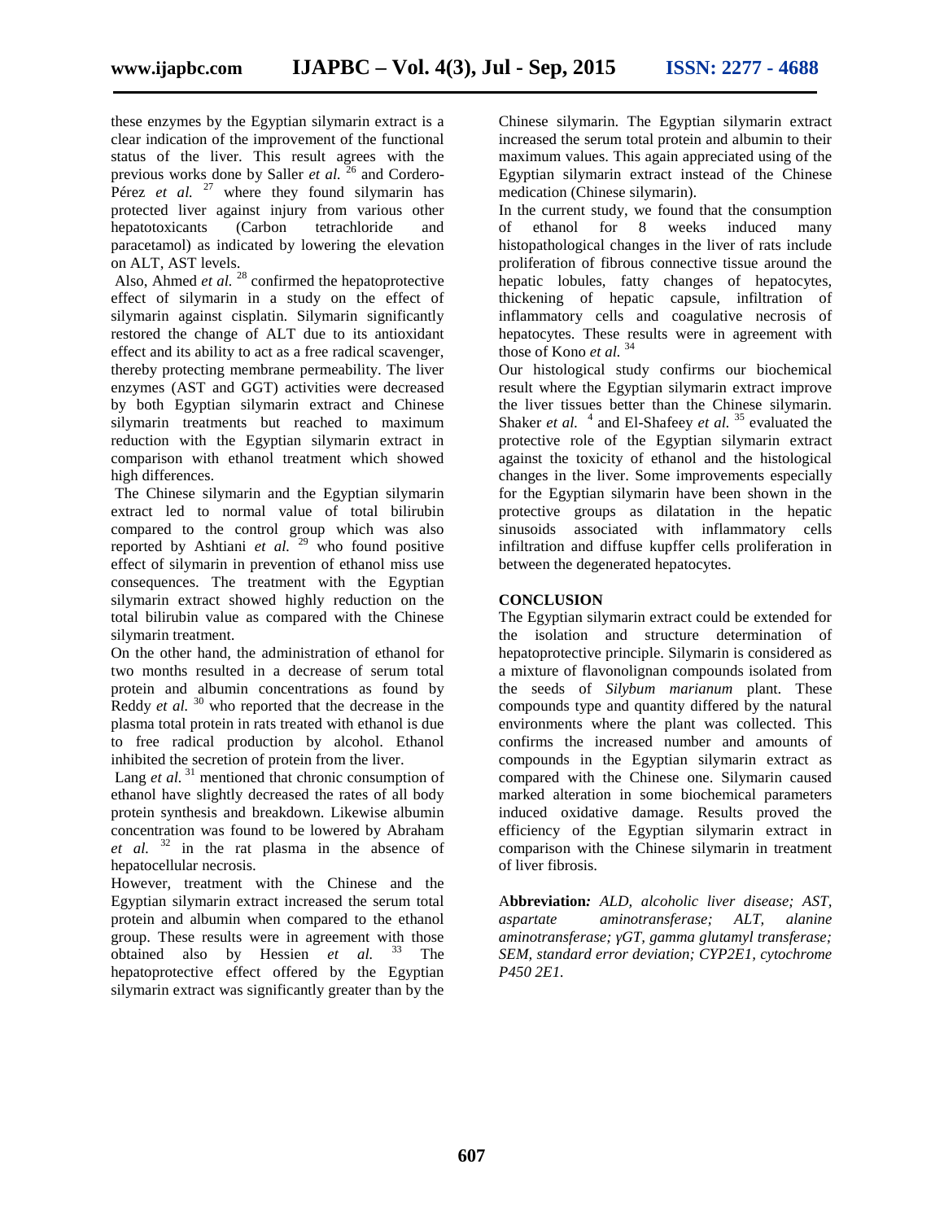these enzymes by the Egyptian silymarin extract is a clear indication of the improvement of the functional status of the liver. This result agrees with the previous works done by Saller *et al.*[26] and Cordero-Pérez *et al.*[27] where they found silymarin has protected liver against injury from various other hepatotoxicants (Carbon tetrachloride and paracetamol) as indicated by lowering the elevation on ALT, AST levels.

Also, Ahmed *et al.*[28] confirmed the hepatoprotective effect of silymarin in a study on the effect of silymarin against cisplatin. Silymarin significantly restored the change of ALT due to its antioxidant effect and its ability to act as a free radical scavenger, thereby protecting membrane permeability. The liver enzymes (AST and GGT) activities were decreased by both Egyptian silymarin extract and Chinese silymarin treatments but reached to maximum reduction with the Egyptian silymarin extract in comparison with ethanol treatment which showed high differences.

The Chinese silymarin and the Egyptian silymarin extract led to normal value of total bilirubin compared to the control group which was also reported by Ashtiani *et al.*[29] who found positive effect of silymarin in prevention of ethanol miss use consequences. The treatment with the Egyptian silymarin extract showed highly reduction on the total bilirubin value as compared with the Chinese silymarin treatment.

On the other hand, the administration of ethanol for two months resulted in a decrease of serum total protein and albumin concentrations as found by Reddy *et al.*[30] who reported that the decrease in the plasma total protein in rats treated with ethanol is due to free radical production by alcohol. Ethanol inhibited the secretion of protein from the liver.

Lang *et al.*[31] mentioned that chronic consumption of ethanol have slightly decreased the rates of all body protein synthesis and breakdown. Likewise albumin concentration was found to be lowered by Abraham *et al.*[32] in the rat plasma in the absence of hepatocellular necrosis.

However, treatment with the Chinese and the Egyptian silymarin extract increased the serum total protein and albumin when compared to the ethanol group. These results were in agreement with those obtained also by Hessien *et al.*[33] The hepatoprotective effect offered by the Egyptian silymarin extract was significantly greater than by the Chinese silymarin. The Egyptian silymarin extract increased the serum total protein and albumin to their maximum values. This again appreciated using of the Egyptian silymarin extract instead of the Chinese medication (Chinese silymarin).

In the current study, we found that the consumption of ethanol for 8 weeks induced many histopathological changes in the liver of rats include proliferation of fibrous connective tissue around the hepatic lobules, fatty changes of hepatocytes, thickening of hepatic capsule, infiltration of inflammatory cells and coagulative necrosis of hepatocytes. These results were in agreement with those of Kono *et al.*[34]

Our histological study confirms our biochemical result where the Egyptian silymarin extract improve the liver tissues better than the Chinese silymarin. Shaker *et al.*[4] and El-Shafeey *et al.*[35] evaluated the protective role of the Egyptian silymarin extract against the toxicity of ethanol and the histological changes in the liver. Some improvements especially for the Egyptian silymarin have been shown in the protective groups as dilatation in the hepatic sinusoids associated with inflammatory cells infiltration and diffuse kupffer cells proliferation in between the degenerated hepatocytes.

## CONCLUSION

The Egyptian silymarin extract could be extended for the isolation and structure determination of hepatoprotective principle. Silymarin is considered as a mixture of flavonolignan compounds isolated from the seeds of *Silybum marianum* plant. These compounds type and quantity differed by the natural environments where the plant was collected. This confirms the increased number and amounts of compounds in the Egyptian silymarin extract as compared with the Chinese one. Silymarin caused marked alteration in some biochemical parameters induced oxidative damage. Results proved the efficiency of the Egyptian silymarin extract in comparison with the Chinese silymarin in treatment of liver fibrosis.

**Abbreviation:** *ALD, alcoholic liver disease; AST, aspartate aminotransferase; ALT, alanine aminotransferase; γGT, gamma glutamyl transferase; SEM, standard error deviation; CYP2E1, cytochrome P450 2E1.*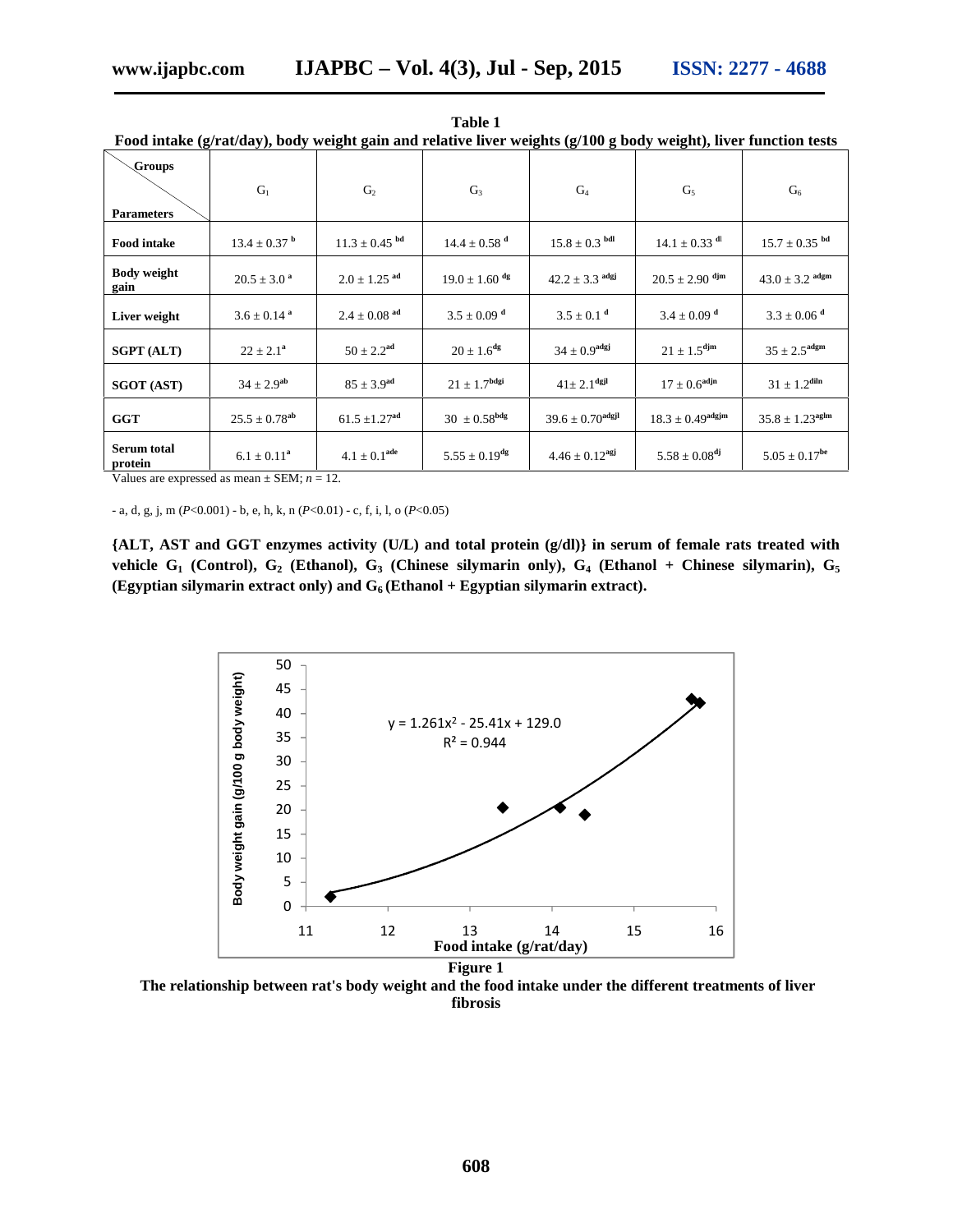**Table 1**

**Food intake (g/rat/day), body weight gain and relative liver weights (g/100 g body weight), liver function tests**

| Parameters \ Groups | $G_1$ | $G_2$ | $G_3$ | $G_4$ | $G_5$ | $G_6$ |
|---|---|---|---|---|---|---|
| **Food intake** | $13.4 \pm 0.37^{b}$ | $11.3 \pm 0.45^{bd}$ | $14.4 \pm 0.58^{d}$ | $15.8 \pm 0.3^{bdl}$ | $14.1 \pm 0.33^{dl}$ | $15.7 \pm 0.35^{bd}$ |
| **Body weight gain** | $20.5 \pm 3.0^{a}$ | $2.0 \pm 1.25^{ad}$ | $19.0 \pm 1.60^{dg}$ | $42.2 \pm 3.3^{adgj}$ | $20.5 \pm 2.90^{djm}$ | $43.0 \pm 3.2^{adgm}$ |
| **Liver weight** | $3.6 \pm 0.14^{a}$ | $2.4 \pm 0.08^{ad}$ | $3.5 \pm 0.09^{d}$ | $3.5 \pm 0.1^{d}$ | $3.4 \pm 0.09^{d}$ | $3.3 \pm 0.06^{d}$ |
| **SGPT (ALT)** | $22 \pm 2.1^{a}$ | $50 \pm 2.2^{ad}$ | $20 \pm 1.6^{dg}$ | $34 \pm 0.9^{adgj}$ | $21 \pm 1.5^{djm}$ | $35 \pm 2.5^{adgm}$ |
| **SGOT (AST)** | $34 \pm 2.9^{ab}$ | $85 \pm 3.9^{ad}$ | $21 \pm 1.7^{bdgi}$ | $41 \pm 2.1^{dgjl}$ | $17 \pm 0.6^{adjn}$ | $31 \pm 1.2^{diln}$ |
| **GGT** | $25.5 \pm 0.78^{ab}$ | $61.5 \pm 1.27^{ad}$ | $30 \pm 0.58^{bdg}$ | $39.6 \pm 0.70^{adgjl}$ | $18.3 \pm 0.49^{adgjm}$ | $35.8 \pm 1.23^{aglm}$ |
| **Serum total protein** | $6.1 \pm 0.11^{a}$ | $4.1 \pm 0.1^{ade}$ | $5.55 \pm 0.19^{dg}$ | $4.46 \pm 0.12^{agj}$ | $5.58 \pm 0.08^{dj}$ | $5.05 \pm 0.17^{be}$ |

Values are expressed as mean ± SEM; $n = 12$.

- a, d, g, j, m ($P<0.001$) - b, e, h, k, n ($P<0.01$) - c, f, i, l, o ($P<0.05$)

**{ALT, AST and GGT enzymes activity (U/L) and total protein (g/dl)} in serum of female rats treated with vehicle $G_1$ (Control), $G_2$ (Ethanol), $G_3$ (Chinese silymarin only), $G_4$ (Ethanol + Chinese silymarin), $G_5$ (Egyptian silymarin extract only) and $G_6$ (Ethanol + Egyptian silymarin extract).**

$$y = 1.261x^2 - 25.41x + 129.0$$
$$R^2 = 0.944$$

**Figure 1**

**The relationship between rat's body weight and the food intake under the different treatments of liver fibrosis**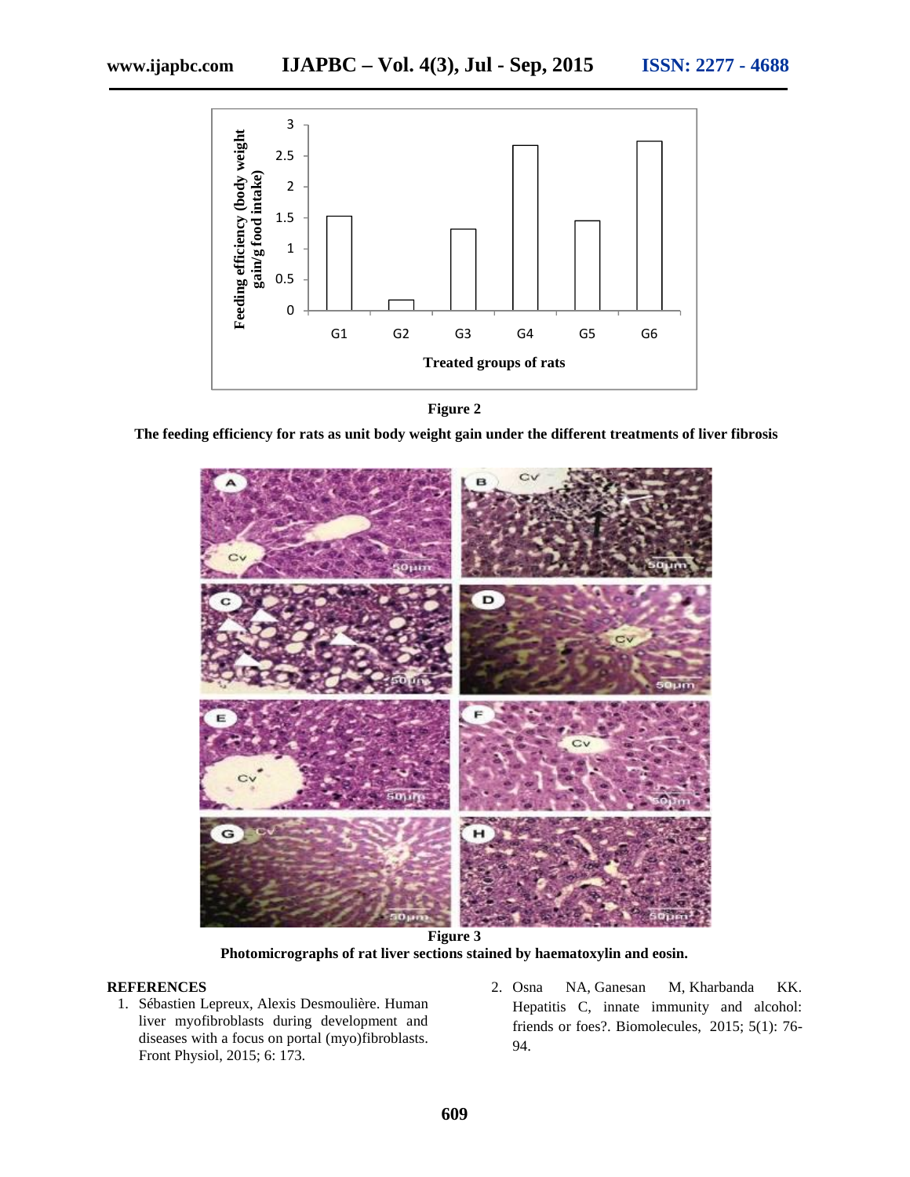**Figure 2**

**The feeding efficiency for rats as unit body weight gain under the different treatments of liver fibrosis**

**Figure 3**

**Photomicrographs of rat liver sections stained by haematoxylin and eosin.**

## REFERENCES

1. Sébastien Lepreux, Alexis Desmoulière. Human liver myofibroblasts during development and diseases with a focus on portal (myo)fibroblasts. Front Physiol, 2015; 6: 173.
2. Osna NA, Ganesan M, Kharbanda KK. Hepatitis C, innate immunity and alcohol: friends or foes?. Biomolecules, 2015; 5(1): 76-94.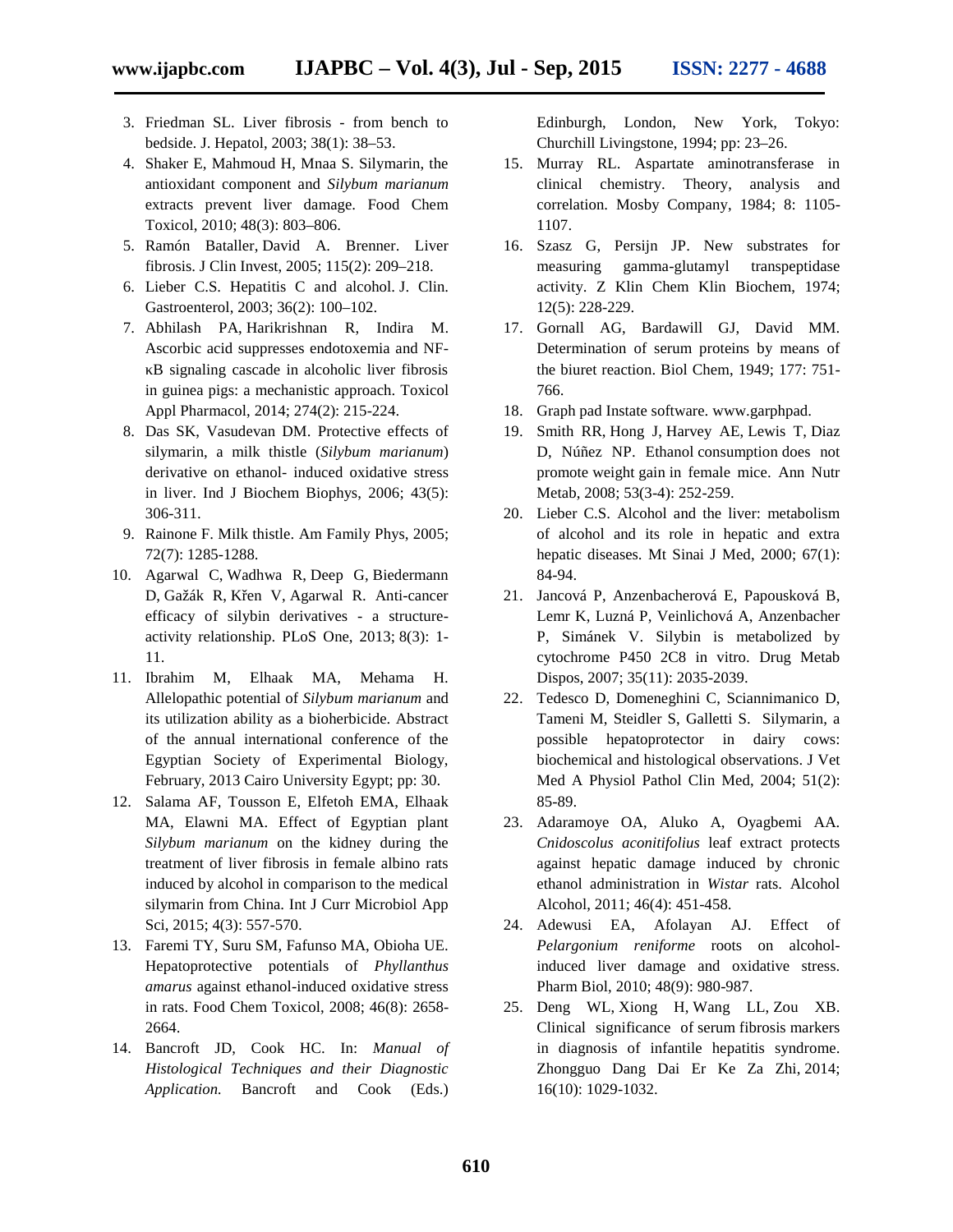3. Friedman SL. Liver fibrosis - from bench to bedside. J. Hepatol, 2003; 38(1): 38–53.
4. Shaker E, Mahmoud H, Mnaa S. Silymarin, the antioxidant component and *Silybum marianum* extracts prevent liver damage. Food Chem Toxicol, 2010; 48(3): 803–806.
5. Ramón Bataller, David A. Brenner. Liver fibrosis. J Clin Invest, 2005; 115(2): 209–218.
6. Lieber C.S. Hepatitis C and alcohol. J. Clin. Gastroenterol, 2003; 36(2): 100–102.
7. Abhilash PA, Harikrishnan R, Indira M. Ascorbic acid suppresses endotoxemia and NF-κB signaling cascade in alcoholic liver fibrosis in guinea pigs: a mechanistic approach. Toxicol Appl Pharmacol, 2014; 274(2): 215-224.
8. Das SK, Vasudevan DM. Protective effects of silymarin, a milk thistle (*Silybum marianum*) derivative on ethanol- induced oxidative stress in liver. Ind J Biochem Biophys, 2006; 43(5): 306-311.
9. Rainone F. Milk thistle. Am Family Phys, 2005; 72(7): 1285-1288.
10. Agarwal C, Wadhwa R, Deep G, Biedermann D, Gažák R, Křen V, Agarwal R. Anti-cancer efficacy of silybin derivatives - a structure-activity relationship. PLoS One, 2013; 8(3): 1-11.
11. Ibrahim M, Elhaak MA, Mehama H. Allelopathic potential of *Silybum marianum* and its utilization ability as a bioherbicide. Abstract of the annual international conference of the Egyptian Society of Experimental Biology, February, 2013 Cairo University Egypt; pp: 30.
12. Salama AF, Tousson E, Elfetoh EMA, Elhaak MA, Elawni MA. Effect of Egyptian plant *Silybum marianum* on the kidney during the treatment of liver fibrosis in female albino rats induced by alcohol in comparison to the medical silymarin from China. Int J Curr Microbiol App Sci, 2015; 4(3): 557-570.
13. Faremi TY, Suru SM, Fafunso MA, Obioha UE. Hepatoprotective potentials of *Phyllanthus amarus* against ethanol-induced oxidative stress in rats. Food Chem Toxicol, 2008; 46(8): 2658-2664.
14. Bancroft JD, Cook HC. In: *Manual of Histological Techniques and their Diagnostic Application.* Bancroft and Cook (Eds.) Edinburgh, London, New York, Tokyo: Churchill Livingstone, 1994; pp: 23–26.
15. Murray RL. Aspartate aminotransferase in clinical chemistry. Theory, analysis and correlation. Mosby Company, 1984; 8: 1105-1107.
16. Szasz G, Persijn JP. New substrates for measuring gamma-glutamyl transpeptidase activity. Z Klin Chem Klin Biochem, 1974; 12(5): 228-229.
17. Gornall AG, Bardawill GJ, David MM. Determination of serum proteins by means of the biuret reaction. Biol Chem, 1949; 177: 751-766.
18. Graph pad Instate software. www.garphpad.
19. Smith RR, Hong J, Harvey AE, Lewis T, Diaz D, Núñez NP. Ethanol consumption does not promote weight gain in female mice. Ann Nutr Metab, 2008; 53(3-4): 252-259.
20. Lieber C.S. Alcohol and the liver: metabolism of alcohol and its role in hepatic and extra hepatic diseases. Mt Sinai J Med, 2000; 67(1): 84-94.
21. Jancová P, Anzenbacherová E, Papousková B, Lemr K, Luzná P, Veinlichová A, Anzenbacher P, Simánek V. Silybin is metabolized by cytochrome P450 2C8 in vitro. Drug Metab Dispos, 2007; 35(11): 2035-2039.
22. Tedesco D, Domeneghini C, Sciannimanico D, Tameni M, Steidler S, Galletti S. Silymarin, a possible hepatoprotector in dairy cows: biochemical and histological observations. J Vet Med A Physiol Pathol Clin Med, 2004; 51(2): 85-89.
23. Adaramoye OA, Aluko A, Oyagbemi AA. *Cnidoscolus aconitifolius* leaf extract protects against hepatic damage induced by chronic ethanol administration in *Wistar* rats. Alcohol Alcohol, 2011; 46(4): 451-458.
24. Adewusi EA, Afolayan AJ. Effect of *Pelargonium reniforme* roots on alcohol-induced liver damage and oxidative stress. Pharm Biol, 2010; 48(9): 980-987.
25. Deng WL, Xiong H, Wang LL, Zou XB. Clinical significance of serum fibrosis markers in diagnosis of infantile hepatitis syndrome. Zhongguo Dang Dai Er Ke Za Zhi, 2014; 16(10): 1029-1032.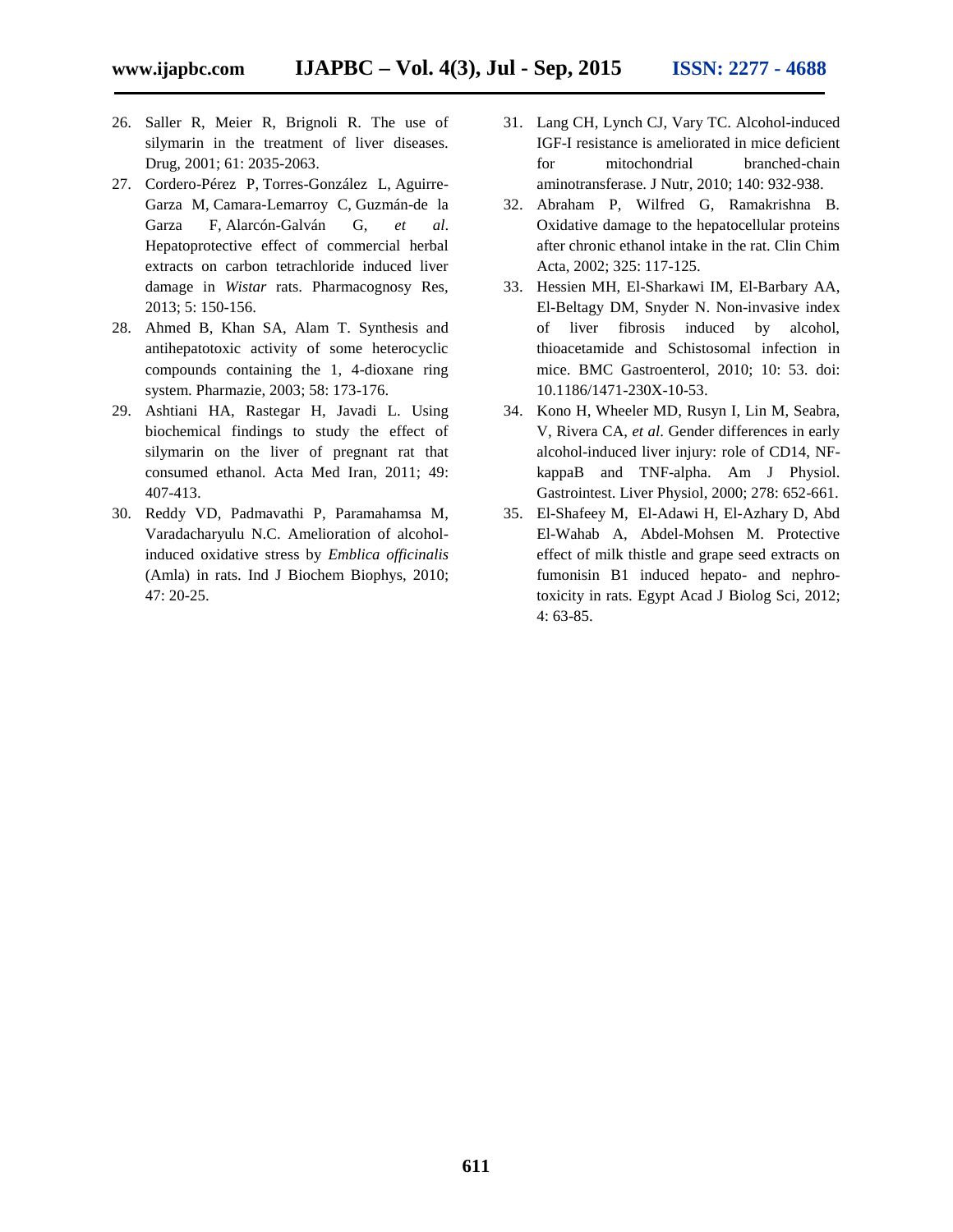26. Saller R, Meier R, Brignoli R. The use of silymarin in the treatment of liver diseases. Drug, 2001; 61: 2035-2063.
27. Cordero-Pérez P, Torres-González L, Aguirre-Garza M, Camara-Lemarroy C, Guzmán-de la Garza F, Alarcón-Galván G, *et al*. Hepatoprotective effect of commercial herbal extracts on carbon tetrachloride induced liver damage in *Wistar* rats. Pharmacognosy Res, 2013; 5: 150-156.
28. Ahmed B, Khan SA, Alam T. Synthesis and antihepatotoxic activity of some heterocyclic compounds containing the 1, 4-dioxane ring system. Pharmazie, 2003; 58: 173-176.
29. Ashtiani HA, Rastegar H, Javadi L. Using biochemical findings to study the effect of silymarin on the liver of pregnant rat that consumed ethanol. Acta Med Iran, 2011; 49: 407-413.
30. Reddy VD, Padmavathi P, Paramahamsa M, Varadacharyulu N.C. Amelioration of alcohol-induced oxidative stress by *Emblica officinalis* (Amla) in rats. Ind J Biochem Biophys, 2010; 47: 20-25.
31. Lang CH, Lynch CJ, Vary TC. Alcohol-induced IGF-I resistance is ameliorated in mice deficient for mitochondrial branched-chain aminotransferase. J Nutr, 2010; 140: 932-938.
32. Abraham P, Wilfred G, Ramakrishna B. Oxidative damage to the hepatocellular proteins after chronic ethanol intake in the rat. Clin Chim Acta, 2002; 325: 117-125.
33. Hessien MH, El-Sharkawi IM, El-Barbary AA, El-Beltagy DM, Snyder N. Non-invasive index of liver fibrosis induced by alcohol, thioacetamide and Schistosomal infection in mice. BMC Gastroenterol, 2010; 10: 53. doi: 10.1186/1471-230X-10-53.
34. Kono H, Wheeler MD, Rusyn I, Lin M, Seabra, V, Rivera CA, *et al*. Gender differences in early alcohol-induced liver injury: role of CD14, NF-kappaB and TNF-alpha. Am J Physiol. Gastrointest. Liver Physiol, 2000; 278: 652-661.
35. El-Shafeey M, El-Adawi H, El-Azhary D, Abd El-Wahab A, Abdel-Mohsen M. Protective effect of milk thistle and grape seed extracts on fumonisin B1 induced hepato- and nephro-toxicity in rats. Egypt Acad J Biolog Sci, 2012; 4: 63-85.